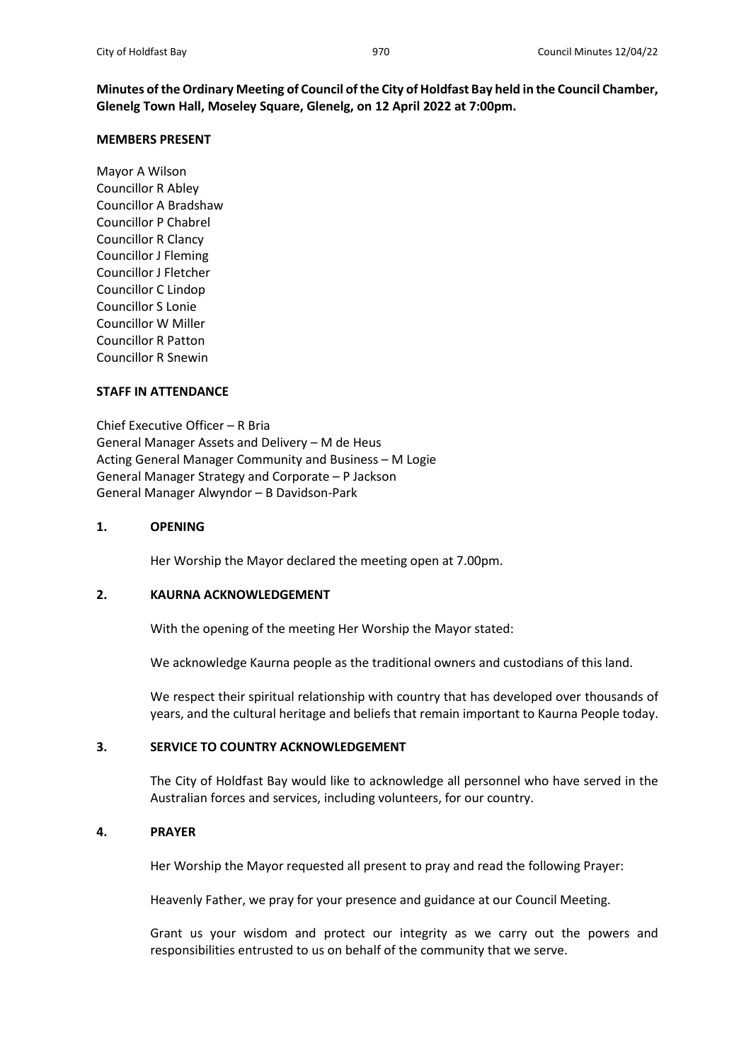**Minutes of the Ordinary Meeting of Council of the City of Holdfast Bay held in the Council Chamber, Glenelg Town Hall, Moseley Square, Glenelg, on 12 April 2022 at 7:00pm.**

**MEMBERS PRESENT**

Mayor A Wilson
Councillor R Abley
Councillor A Bradshaw
Councillor P Chabrel
Councillor R Clancy
Councillor J Fleming
Councillor J Fletcher
Councillor C Lindop
Councillor S Lonie
Councillor W Miller
Councillor R Patton
Councillor R Snewin

**STAFF IN ATTENDANCE**

Chief Executive Officer – R Bria
General Manager Assets and Delivery – M de Heus
Acting General Manager Community and Business – M Logie
General Manager Strategy and Corporate – P Jackson
General Manager Alwyndor – B Davidson-Park

**1. OPENING**

Her Worship the Mayor declared the meeting open at 7.00pm.

**2. KAURNA ACKNOWLEDGEMENT**

With the opening of the meeting Her Worship the Mayor stated:

We acknowledge Kaurna people as the traditional owners and custodians of this land.

We respect their spiritual relationship with country that has developed over thousands of years, and the cultural heritage and beliefs that remain important to Kaurna People today.

**3. SERVICE TO COUNTRY ACKNOWLEDGEMENT**

The City of Holdfast Bay would like to acknowledge all personnel who have served in the Australian forces and services, including volunteers, for our country.

**4. PRAYER**

Her Worship the Mayor requested all present to pray and read the following Prayer:

Heavenly Father, we pray for your presence and guidance at our Council Meeting.

Grant us your wisdom and protect our integrity as we carry out the powers and responsibilities entrusted to us on behalf of the community that we serve.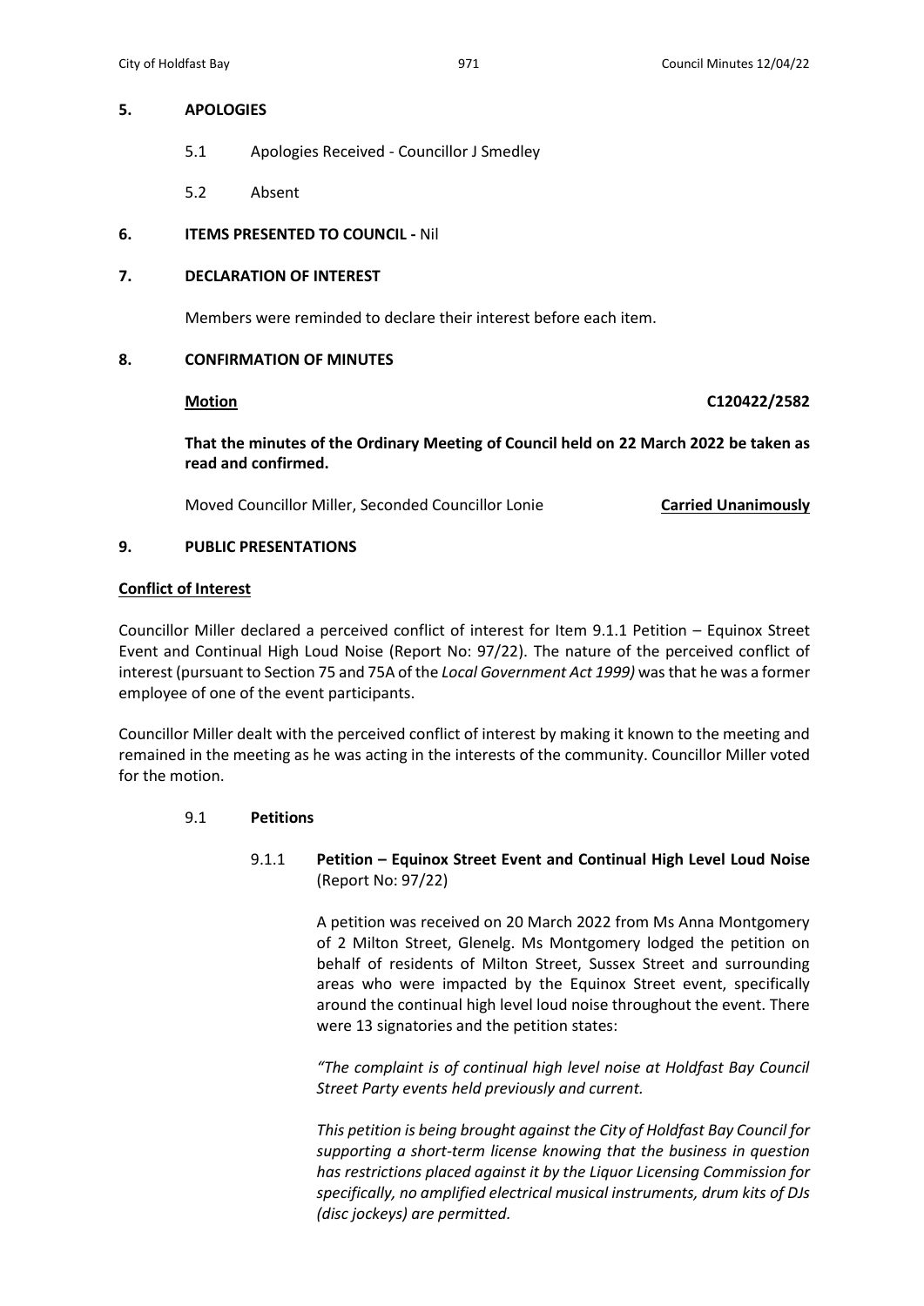## 5. APOLOGIES

5.1 Apologies Received - Councillor J Smedley

5.2 Absent

## 6. ITEMS PRESENTED TO COUNCIL - Nil

## 7. DECLARATION OF INTEREST

Members were reminded to declare their interest before each item.

## 8. CONFIRMATION OF MINUTES

**Motion** **C120422/2582**

**That the minutes of the Ordinary Meeting of Council held on 22 March 2022 be taken as read and confirmed.**

Moved Councillor Miller, Seconded Councillor Lonie **Carried Unanimously**

## 9. PUBLIC PRESENTATIONS

**Conflict of Interest**

Councillor Miller declared a perceived conflict of interest for Item 9.1.1 Petition – Equinox Street Event and Continual High Loud Noise (Report No: 97/22). The nature of the perceived conflict of interest (pursuant to Section 75 and 75A of the *Local Government Act 1999)* was that he was a former employee of one of the event participants.

Councillor Miller dealt with the perceived conflict of interest by making it known to the meeting and remained in the meeting as he was acting in the interests of the community. Councillor Miller voted for the motion.

### 9.1 Petitions

#### 9.1.1 Petition – Equinox Street Event and Continual High Level Loud Noise (Report No: 97/22)

A petition was received on 20 March 2022 from Ms Anna Montgomery of 2 Milton Street, Glenelg. Ms Montgomery lodged the petition on behalf of residents of Milton Street, Sussex Street and surrounding areas who were impacted by the Equinox Street event, specifically around the continual high level loud noise throughout the event. There were 13 signatories and the petition states:

*"The complaint is of continual high level noise at Holdfast Bay Council Street Party events held previously and current.*

*This petition is being brought against the City of Holdfast Bay Council for supporting a short-term license knowing that the business in question has restrictions placed against it by the Liquor Licensing Commission for specifically, no amplified electrical musical instruments, drum kits of DJs (disc jockeys) are permitted.*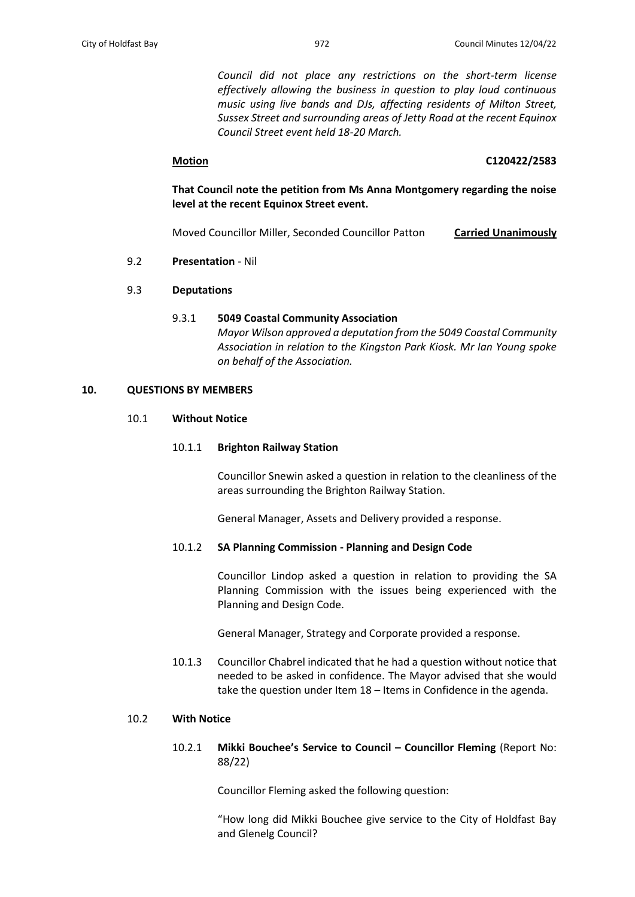*Council did not place any restrictions on the short-term license effectively allowing the business in question to play loud continuous music using live bands and DJs, affecting residents of Milton Street, Sussex Street and surrounding areas of Jetty Road at the recent Equinox Council Street event held 18-20 March.*

**Motion** **C120422/2583**

**That Council note the petition from Ms Anna Montgomery regarding the noise level at the recent Equinox Street event.**

Moved Councillor Miller, Seconded Councillor Patton **Carried Unanimously**

9.2 **Presentation** - Nil

9.3 **Deputations**

9.3.1 **5049 Coastal Community Association**

*Mayor Wilson approved a deputation from the 5049 Coastal Community Association in relation to the Kingston Park Kiosk. Mr Ian Young spoke on behalf of the Association.*

## 10. QUESTIONS BY MEMBERS

### 10.1 Without Notice

#### 10.1.1 Brighton Railway Station

Councillor Snewin asked a question in relation to the cleanliness of the areas surrounding the Brighton Railway Station.

General Manager, Assets and Delivery provided a response.

#### 10.1.2 SA Planning Commission - Planning and Design Code

Councillor Lindop asked a question in relation to providing the SA Planning Commission with the issues being experienced with the Planning and Design Code.

General Manager, Strategy and Corporate provided a response.

10.1.3 Councillor Chabrel indicated that he had a question without notice that needed to be asked in confidence. The Mayor advised that she would take the question under Item 18 – Items in Confidence in the agenda.

### 10.2 With Notice

#### 10.2.1 **Mikki Bouchee's Service to Council – Councillor Fleming** (Report No: 88/22)

Councillor Fleming asked the following question:

"How long did Mikki Bouchee give service to the City of Holdfast Bay and Glenelg Council?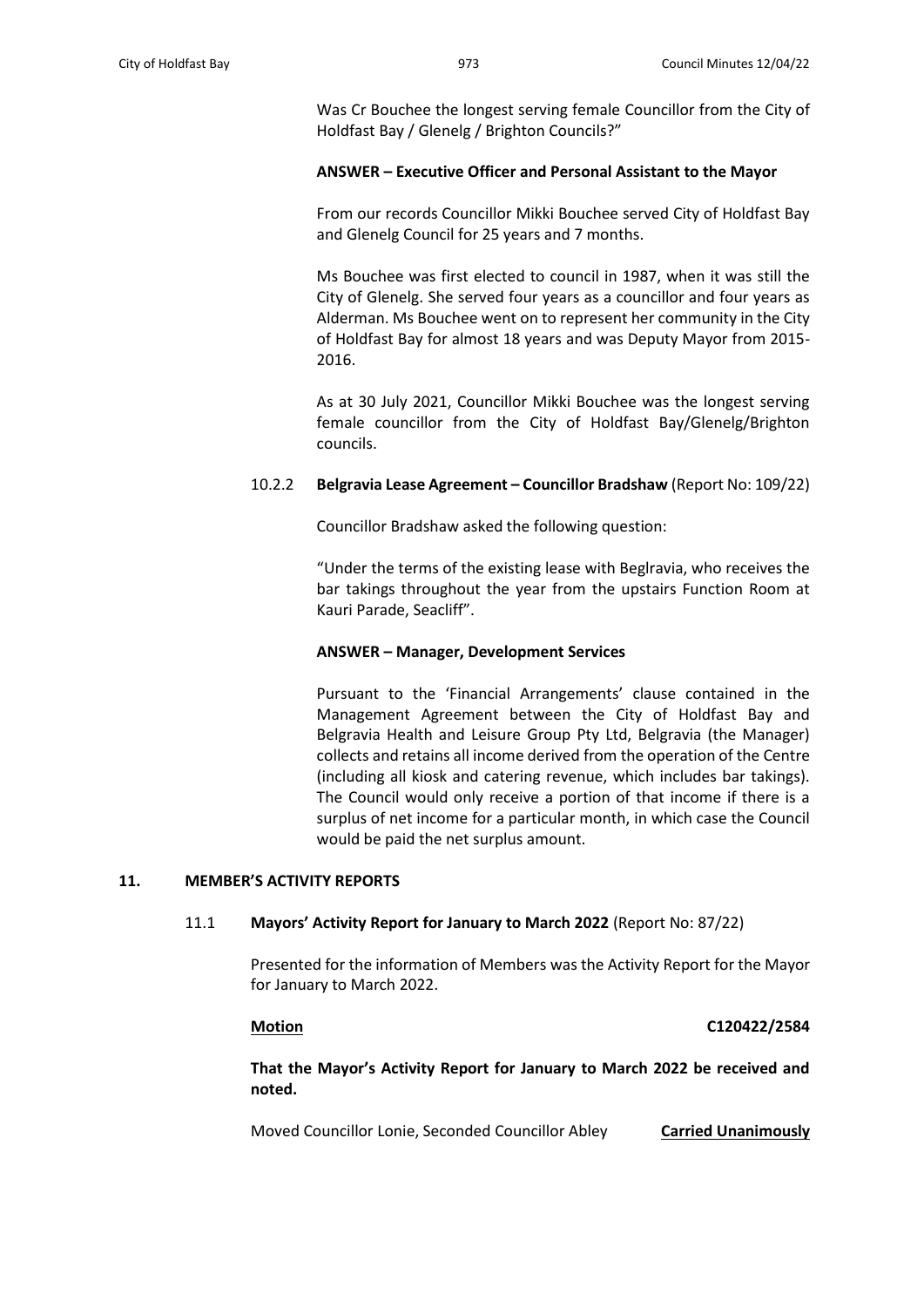Was Cr Bouchee the longest serving female Councillor from the City of Holdfast Bay / Glenelg / Brighton Councils?"

**ANSWER – Executive Officer and Personal Assistant to the Mayor**

From our records Councillor Mikki Bouchee served City of Holdfast Bay and Glenelg Council for 25 years and 7 months.

Ms Bouchee was first elected to council in 1987, when it was still the City of Glenelg. She served four years as a councillor and four years as Alderman. Ms Bouchee went on to represent her community in the City of Holdfast Bay for almost 18 years and was Deputy Mayor from 2015-2016.

As at 30 July 2021, Councillor Mikki Bouchee was the longest serving female councillor from the City of Holdfast Bay/Glenelg/Brighton councils.

10.2.2 **Belgravia Lease Agreement – Councillor Bradshaw** (Report No: 109/22)

Councillor Bradshaw asked the following question:

"Under the terms of the existing lease with Beglravia, who receives the bar takings throughout the year from the upstairs Function Room at Kauri Parade, Seacliff".

**ANSWER – Manager, Development Services**

Pursuant to the 'Financial Arrangements' clause contained in the Management Agreement between the City of Holdfast Bay and Belgravia Health and Leisure Group Pty Ltd, Belgravia (the Manager) collects and retains all income derived from the operation of the Centre (including all kiosk and catering revenue, which includes bar takings). The Council would only receive a portion of that income if there is a surplus of net income for a particular month, in which case the Council would be paid the net surplus amount.

## 11. MEMBER'S ACTIVITY REPORTS

11.1 **Mayors' Activity Report for January to March 2022** (Report No: 87/22)

Presented for the information of Members was the Activity Report for the Mayor for January to March 2022.

**Motion** **C120422/2584**

**That the Mayor's Activity Report for January to March 2022 be received and noted.**

Moved Councillor Lonie, Seconded Councillor Abley **Carried Unanimously**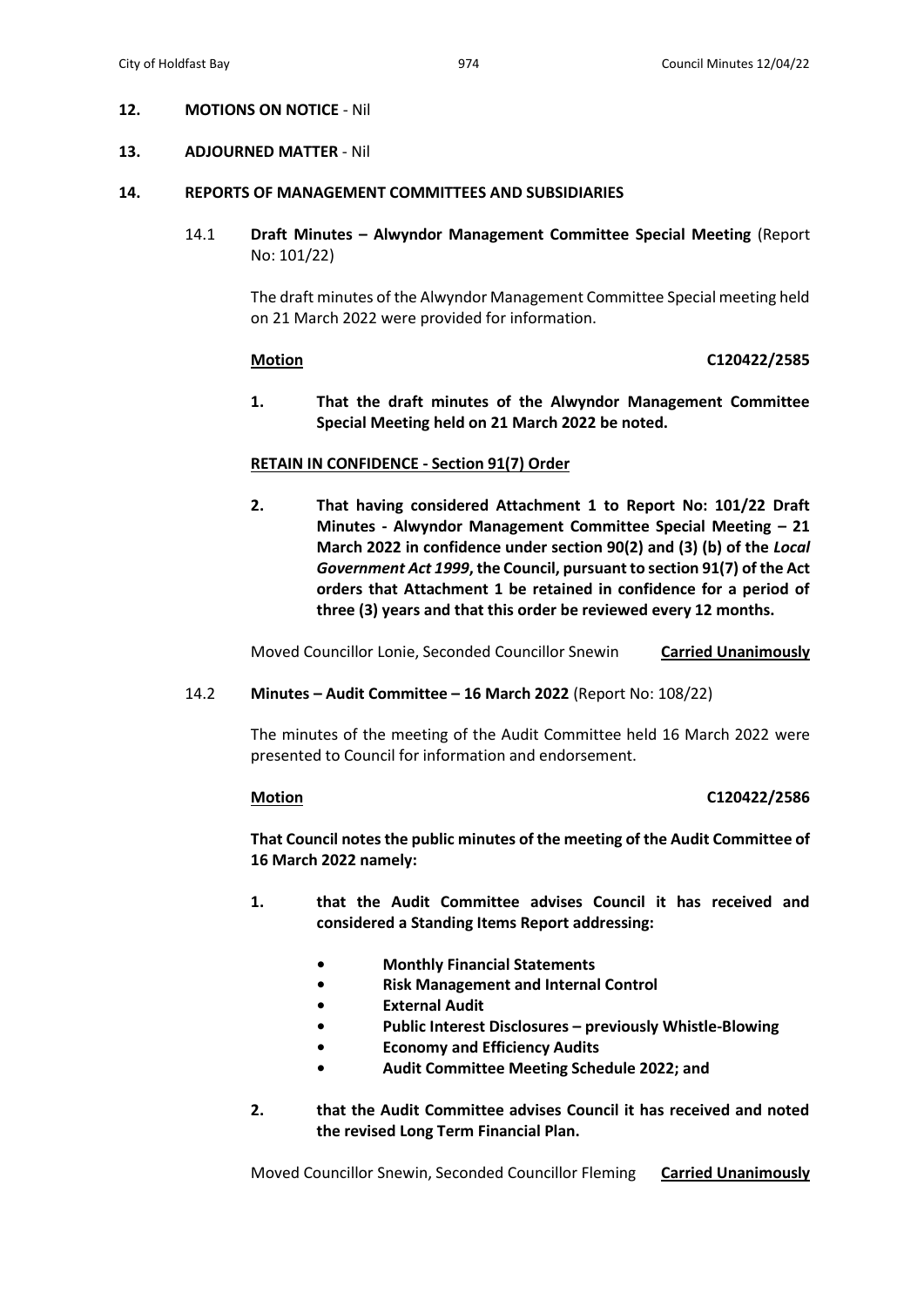## 12. MOTIONS ON NOTICE - Nil

## 13. ADJOURNED MATTER - Nil

## 14. REPORTS OF MANAGEMENT COMMITTEES AND SUBSIDIARIES

### 14.1 Draft Minutes – Alwyndor Management Committee Special Meeting (Report No: 101/22)

The draft minutes of the Alwyndor Management Committee Special meeting held on 21 March 2022 were provided for information.

**Motion** **C120422/2585**

**1. That the draft minutes of the Alwyndor Management Committee Special Meeting held on 21 March 2022 be noted.**

**RETAIN IN CONFIDENCE - Section 91(7) Order**

**2. That having considered Attachment 1 to Report No: 101/22 Draft Minutes - Alwyndor Management Committee Special Meeting – 21 March 2022 in confidence under section 90(2) and (3) (b) of the *Local Government Act 1999*, the Council, pursuant to section 91(7) of the Act orders that Attachment 1 be retained in confidence for a period of three (3) years and that this order be reviewed every 12 months.**

Moved Councillor Lonie, Seconded Councillor Snewin **Carried Unanimously**

### 14.2 Minutes – Audit Committee – 16 March 2022 (Report No: 108/22)

The minutes of the meeting of the Audit Committee held 16 March 2022 were presented to Council for information and endorsement.

**Motion** **C120422/2586**

**That Council notes the public minutes of the meeting of the Audit Committee of 16 March 2022 namely:**

**1. that the Audit Committee advises Council it has received and considered a Standing Items Report addressing:**

- **Monthly Financial Statements**
- **Risk Management and Internal Control**
- **External Audit**
- **Public Interest Disclosures – previously Whistle-Blowing**
- **Economy and Efficiency Audits**
- **Audit Committee Meeting Schedule 2022; and**

**2. that the Audit Committee advises Council it has received and noted the revised Long Term Financial Plan.**

Moved Councillor Snewin, Seconded Councillor Fleming **Carried Unanimously**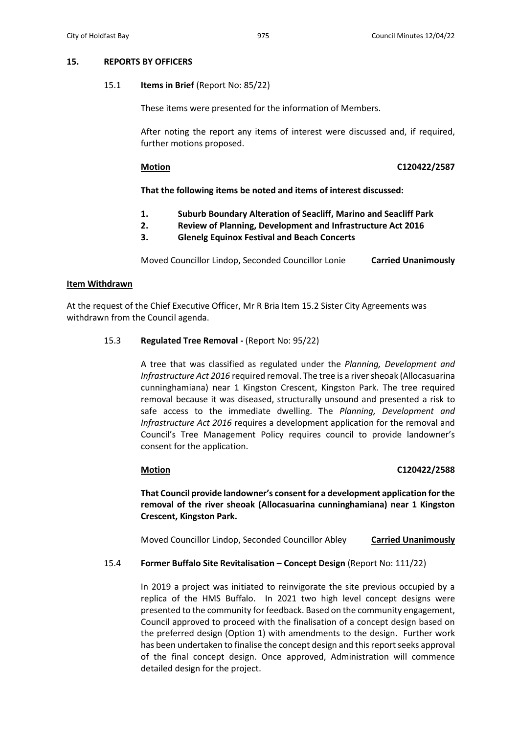## 15. REPORTS BY OFFICERS

### 15.1 Items in Brief (Report No: 85/22)

These items were presented for the information of Members.

After noting the report any items of interest were discussed and, if required, further motions proposed.

**Motion** **C120422/2587**

**That the following items be noted and items of interest discussed:**

1. **Suburb Boundary Alteration of Seacliff, Marino and Seacliff Park**
2. **Review of Planning, Development and Infrastructure Act 2016**
3. **Glenelg Equinox Festival and Beach Concerts**

Moved Councillor Lindop, Seconded Councillor Lonie **Carried Unanimously**

**Item Withdrawn**

At the request of the Chief Executive Officer, Mr R Bria Item 15.2 Sister City Agreements was withdrawn from the Council agenda.

### 15.3 Regulated Tree Removal - (Report No: 95/22)

A tree that was classified as regulated under the *Planning, Development and Infrastructure Act 2016* required removal. The tree is a river sheoak (Allocasuarina cunninghamiana) near 1 Kingston Crescent, Kingston Park. The tree required removal because it was diseased, structurally unsound and presented a risk to safe access to the immediate dwelling. The *Planning, Development and Infrastructure Act 2016* requires a development application for the removal and Council's Tree Management Policy requires council to provide landowner's consent for the application.

**Motion** **C120422/2588**

**That Council provide landowner's consent for a development application for the removal of the river sheoak (Allocasuarina cunninghamiana) near 1 Kingston Crescent, Kingston Park.**

Moved Councillor Lindop, Seconded Councillor Abley **Carried Unanimously**

### 15.4 Former Buffalo Site Revitalisation – Concept Design (Report No: 111/22)

In 2019 a project was initiated to reinvigorate the site previous occupied by a replica of the HMS Buffalo. In 2021 two high level concept designs were presented to the community for feedback. Based on the community engagement, Council approved to proceed with the finalisation of a concept design based on the preferred design (Option 1) with amendments to the design. Further work has been undertaken to finalise the concept design and this report seeks approval of the final concept design. Once approved, Administration will commence detailed design for the project.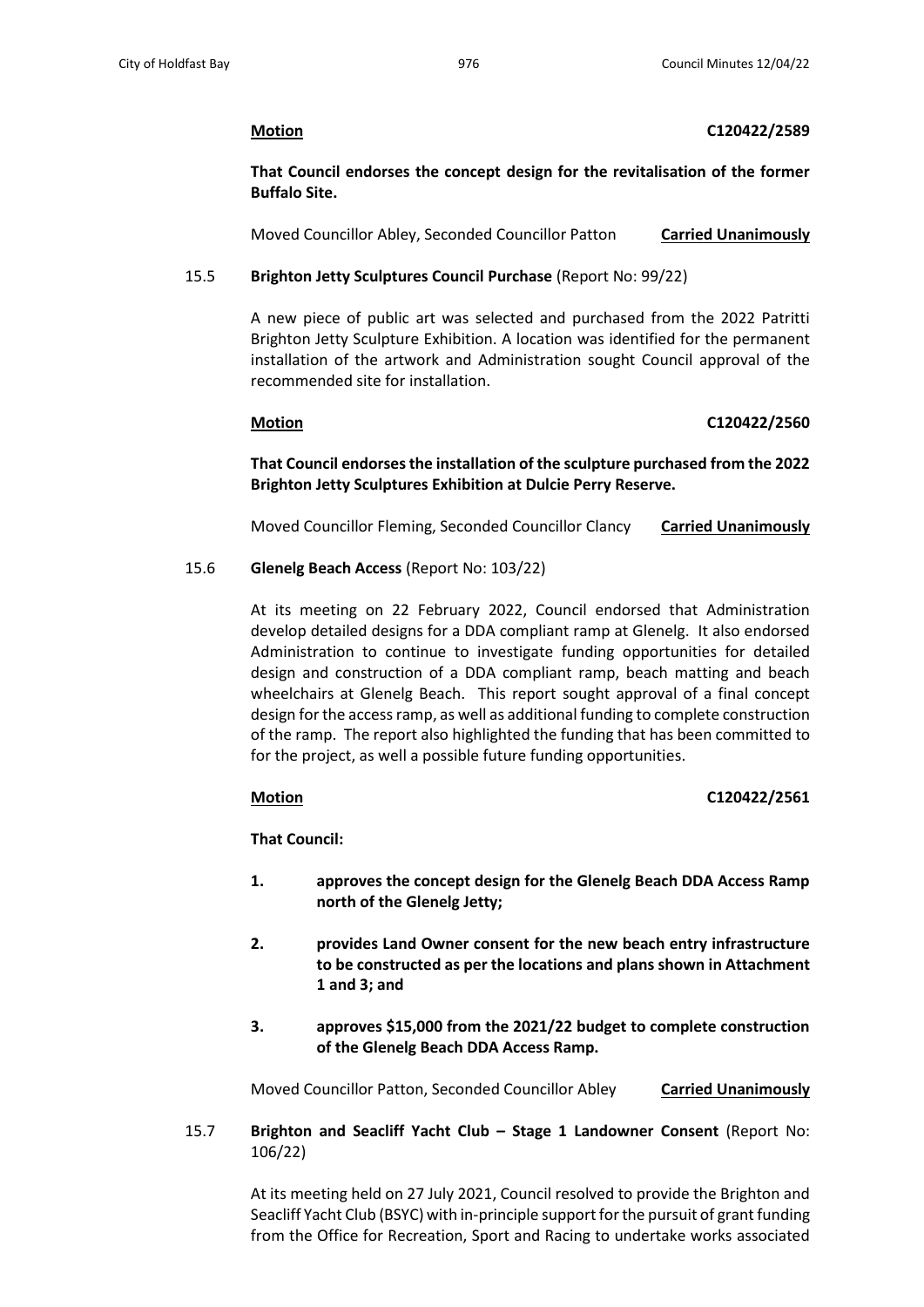**Motion** **C120422/2589**

**That Council endorses the concept design for the revitalisation of the former Buffalo Site.**

Moved Councillor Abley, Seconded Councillor Patton **Carried Unanimously**

15.5 **Brighton Jetty Sculptures Council Purchase** (Report No: 99/22)

A new piece of public art was selected and purchased from the 2022 Patritti Brighton Jetty Sculpture Exhibition. A location was identified for the permanent installation of the artwork and Administration sought Council approval of the recommended site for installation.

**Motion** **C120422/2560**

**That Council endorses the installation of the sculpture purchased from the 2022 Brighton Jetty Sculptures Exhibition at Dulcie Perry Reserve.**

Moved Councillor Fleming, Seconded Councillor Clancy **Carried Unanimously**

15.6 **Glenelg Beach Access** (Report No: 103/22)

At its meeting on 22 February 2022, Council endorsed that Administration develop detailed designs for a DDA compliant ramp at Glenelg. It also endorsed Administration to continue to investigate funding opportunities for detailed design and construction of a DDA compliant ramp, beach matting and beach wheelchairs at Glenelg Beach. This report sought approval of a final concept design for the access ramp, as well as additional funding to complete construction of the ramp. The report also highlighted the funding that has been committed to for the project, as well a possible future funding opportunities.

**Motion** **C120422/2561**

**That Council:**

1. **approves the concept design for the Glenelg Beach DDA Access Ramp north of the Glenelg Jetty;**
2. **provides Land Owner consent for the new beach entry infrastructure to be constructed as per the locations and plans shown in Attachment 1 and 3; and**
3. **approves $15,000 from the 2021/22 budget to complete construction of the Glenelg Beach DDA Access Ramp.**

Moved Councillor Patton, Seconded Councillor Abley **Carried Unanimously**

15.7 **Brighton and Seacliff Yacht Club – Stage 1 Landowner Consent** (Report No: 106/22)

At its meeting held on 27 July 2021, Council resolved to provide the Brighton and Seacliff Yacht Club (BSYC) with in-principle support for the pursuit of grant funding from the Office for Recreation, Sport and Racing to undertake works associated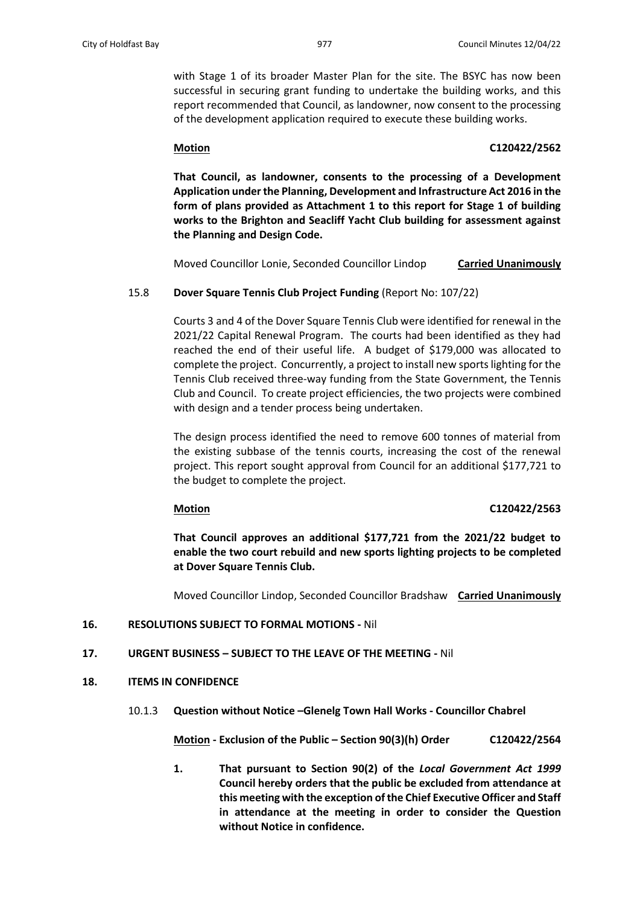with Stage 1 of its broader Master Plan for the site. The BSYC has now been successful in securing grant funding to undertake the building works, and this report recommended that Council, as landowner, now consent to the processing of the development application required to execute these building works.

**Motion** **C120422/2562**

**That Council, as landowner, consents to the processing of a Development Application under the Planning, Development and Infrastructure Act 2016 in the form of plans provided as Attachment 1 to this report for Stage 1 of building works to the Brighton and Seacliff Yacht Club building for assessment against the Planning and Design Code.**

Moved Councillor Lonie, Seconded Councillor Lindop **Carried Unanimously**

15.8 **Dover Square Tennis Club Project Funding** (Report No: 107/22)

Courts 3 and 4 of the Dover Square Tennis Club were identified for renewal in the 2021/22 Capital Renewal Program. The courts had been identified as they had reached the end of their useful life. A budget of $179,000 was allocated to complete the project. Concurrently, a project to install new sports lighting for the Tennis Club received three-way funding from the State Government, the Tennis Club and Council. To create project efficiencies, the two projects were combined with design and a tender process being undertaken.

The design process identified the need to remove 600 tonnes of material from the existing subbase of the tennis courts, increasing the cost of the renewal project. This report sought approval from Council for an additional $177,721 to the budget to complete the project.

**Motion** **C120422/2563**

**That Council approves an additional $177,721 from the 2021/22 budget to enable the two court rebuild and new sports lighting projects to be completed at Dover Square Tennis Club.**

Moved Councillor Lindop, Seconded Councillor Bradshaw **Carried Unanimously**

**16. RESOLUTIONS SUBJECT TO FORMAL MOTIONS -** Nil

**17. URGENT BUSINESS – SUBJECT TO THE LEAVE OF THE MEETING -** Nil

**18. ITEMS IN CONFIDENCE**

10.1.3 **Question without Notice –Glenelg Town Hall Works - Councillor Chabrel**

**Motion - Exclusion of the Public – Section 90(3)(h) Order** **C120422/2564**

1. **That pursuant to Section 90(2) of the *Local Government Act 1999* Council hereby orders that the public be excluded from attendance at this meeting with the exception of the Chief Executive Officer and Staff in attendance at the meeting in order to consider the Question without Notice in confidence.**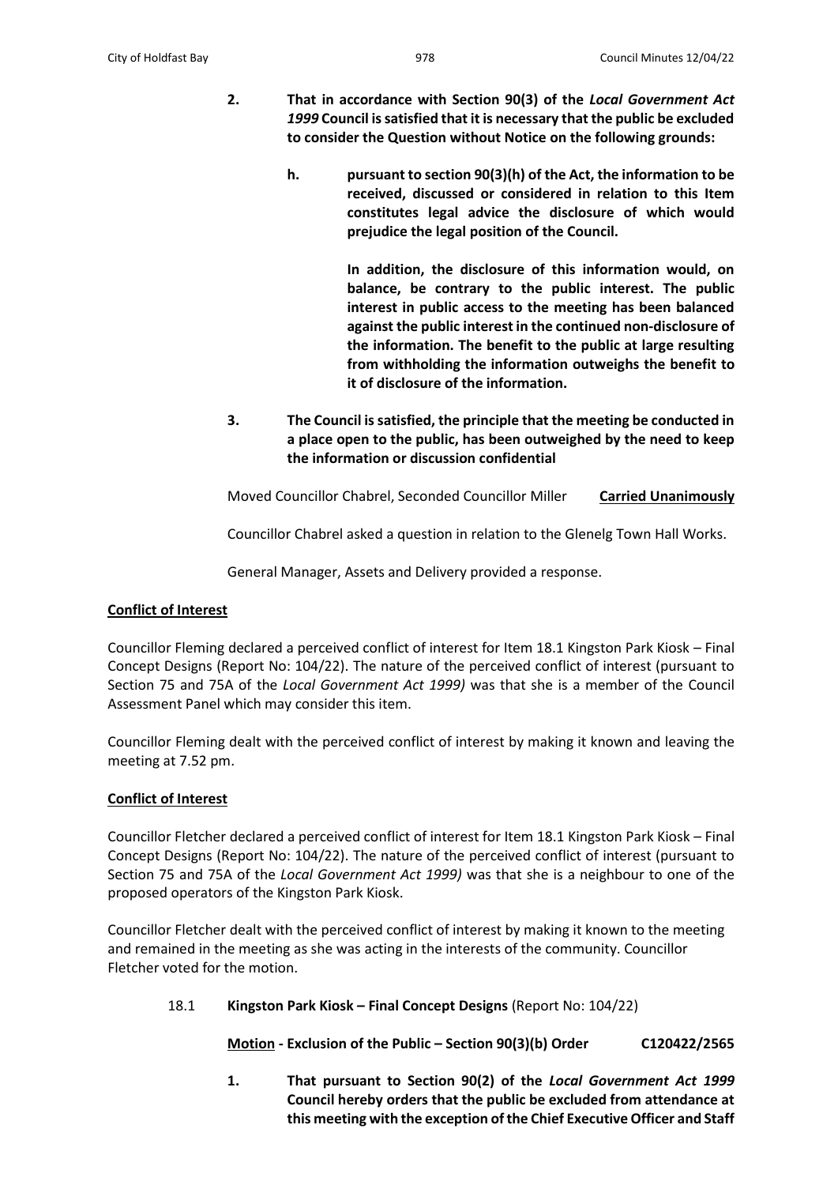2. **That in accordance with Section 90(3) of the *Local Government Act 1999* Council is satisfied that it is necessary that the public be excluded to consider the Question without Notice on the following grounds:**

    h. **pursuant to section 90(3)(h) of the Act, the information to be received, discussed or considered in relation to this Item constitutes legal advice the disclosure of which would prejudice the legal position of the Council.**

    **In addition, the disclosure of this information would, on balance, be contrary to the public interest. The public interest in public access to the meeting has been balanced against the public interest in the continued non-disclosure of the information. The benefit to the public at large resulting from withholding the information outweighs the benefit to it of disclosure of the information.**

3. **The Council is satisfied, the principle that the meeting be conducted in a place open to the public, has been outweighed by the need to keep the information or discussion confidential**

Moved Councillor Chabrel, Seconded Councillor Miller **Carried Unanimously**

Councillor Chabrel asked a question in relation to the Glenelg Town Hall Works.

General Manager, Assets and Delivery provided a response.

**Conflict of Interest**

Councillor Fleming declared a perceived conflict of interest for Item 18.1 Kingston Park Kiosk – Final Concept Designs (Report No: 104/22). The nature of the perceived conflict of interest (pursuant to Section 75 and 75A of the *Local Government Act 1999)* was that she is a member of the Council Assessment Panel which may consider this item.

Councillor Fleming dealt with the perceived conflict of interest by making it known and leaving the meeting at 7.52 pm.

**Conflict of Interest**

Councillor Fletcher declared a perceived conflict of interest for Item 18.1 Kingston Park Kiosk – Final Concept Designs (Report No: 104/22). The nature of the perceived conflict of interest (pursuant to Section 75 and 75A of the *Local Government Act 1999)* was that she is a neighbour to one of the proposed operators of the Kingston Park Kiosk.

Councillor Fletcher dealt with the perceived conflict of interest by making it known to the meeting and remained in the meeting as she was acting in the interests of the community. Councillor Fletcher voted for the motion.

18.1 **Kingston Park Kiosk – Final Concept Designs** (Report No: 104/22)

**Motion - Exclusion of the Public – Section 90(3)(b) Order C120422/2565**

1. **That pursuant to Section 90(2) of the *Local Government Act 1999* Council hereby orders that the public be excluded from attendance at this meeting with the exception of the Chief Executive Officer and Staff**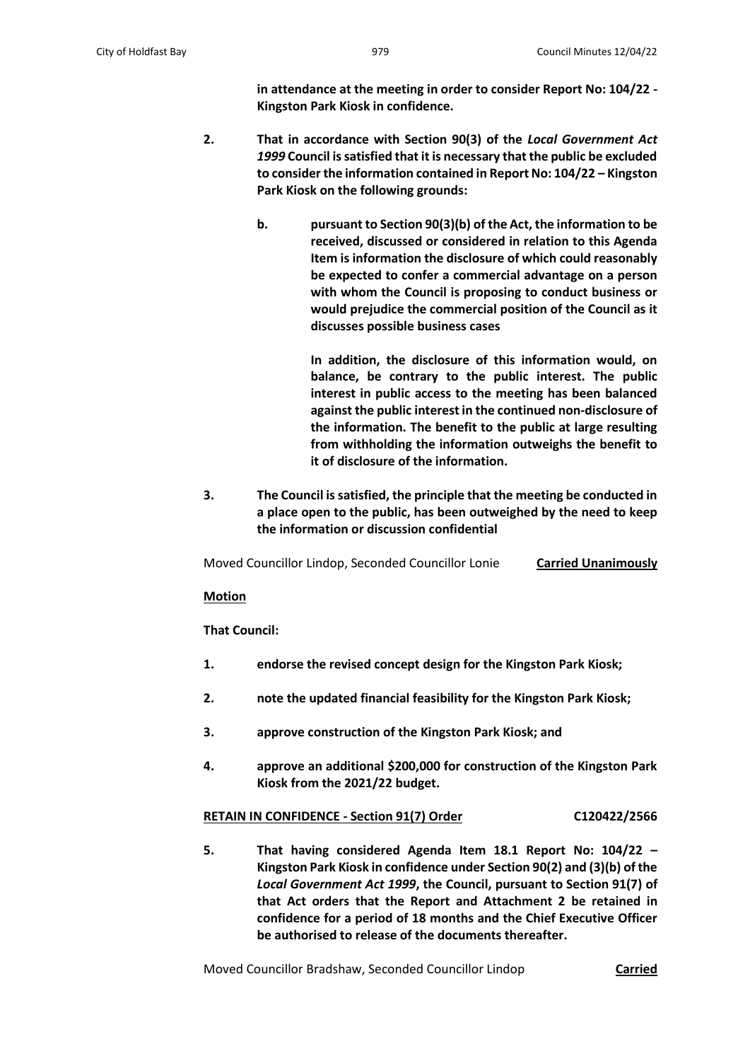**in attendance at the meeting in order to consider Report No: 104/22 - Kingston Park Kiosk in confidence.**

2. **That in accordance with Section 90(3) of the *Local Government Act 1999* Council is satisfied that it is necessary that the public be excluded to consider the information contained in Report No: 104/22 – Kingston Park Kiosk on the following grounds:**

   b. **pursuant to Section 90(3)(b) of the Act, the information to be received, discussed or considered in relation to this Agenda Item is information the disclosure of which could reasonably be expected to confer a commercial advantage on a person with whom the Council is proposing to conduct business or would prejudice the commercial position of the Council as it discusses possible business cases**

      **In addition, the disclosure of this information would, on balance, be contrary to the public interest. The public interest in public access to the meeting has been balanced against the public interest in the continued non-disclosure of the information. The benefit to the public at large resulting from withholding the information outweighs the benefit to it of disclosure of the information.**

3. **The Council is satisfied, the principle that the meeting be conducted in a place open to the public, has been outweighed by the need to keep the information or discussion confidential**

Moved Councillor Lindop, Seconded Councillor Lonie **Carried Unanimously**

**Motion**

**That Council:**

1. **endorse the revised concept design for the Kingston Park Kiosk;**
2. **note the updated financial feasibility for the Kingston Park Kiosk;**
3. **approve construction of the Kingston Park Kiosk; and**
4. **approve an additional $200,000 for construction of the Kingston Park Kiosk from the 2021/22 budget.**

**RETAIN IN CONFIDENCE - Section 91(7) Order** **C120422/2566**

5. **That having considered Agenda Item 18.1 Report No: 104/22 – Kingston Park Kiosk in confidence under Section 90(2) and (3)(b) of the *Local Government Act 1999*, the Council, pursuant to Section 91(7) of that Act orders that the Report and Attachment 2 be retained in confidence for a period of 18 months and the Chief Executive Officer be authorised to release of the documents thereafter.**

Moved Councillor Bradshaw, Seconded Councillor Lindop **Carried**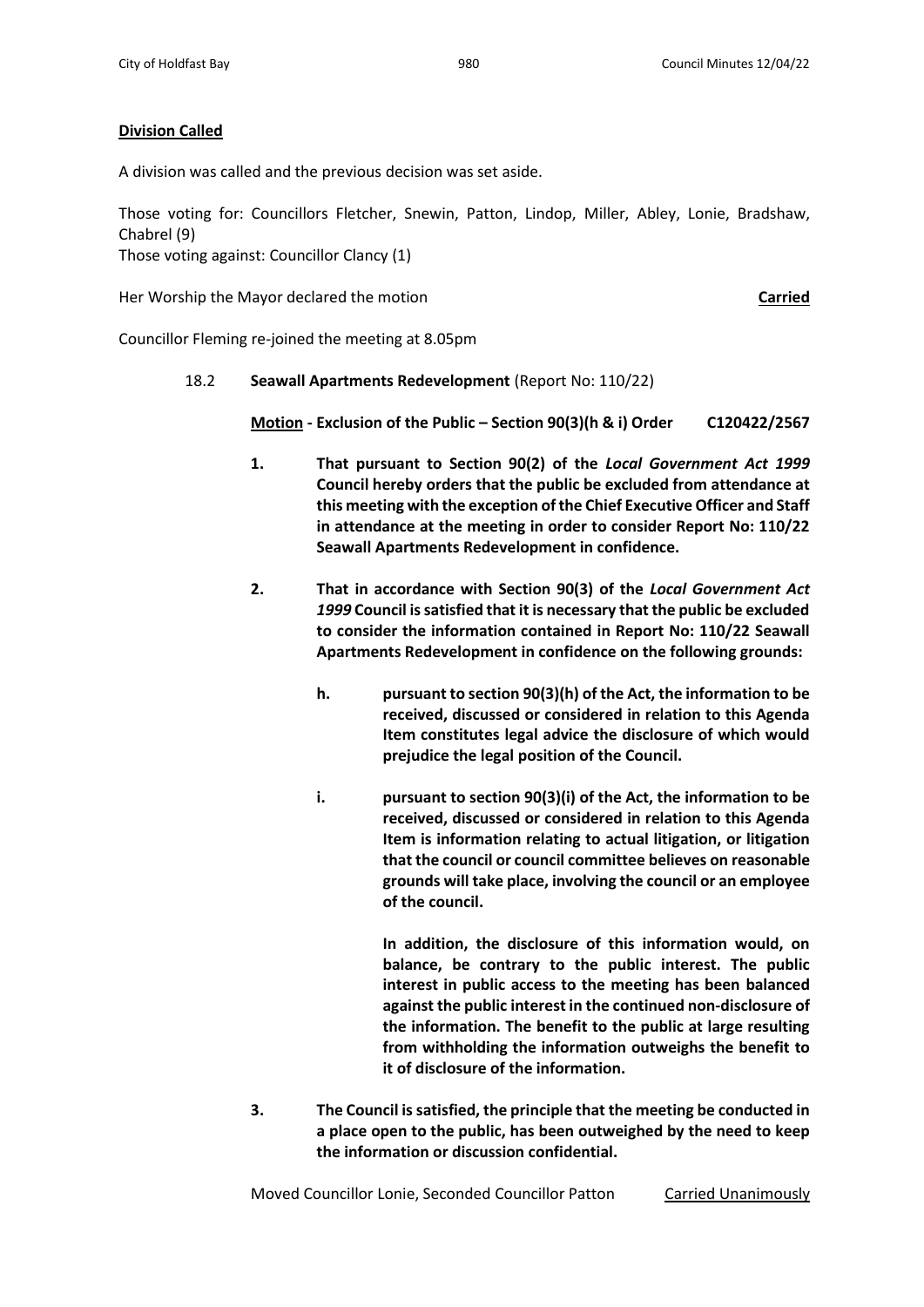**Division Called**

A division was called and the previous decision was set aside.

Those voting for: Councillors Fletcher, Snewin, Patton, Lindop, Miller, Abley, Lonie, Bradshaw, Chabrel (9)
Those voting against: Councillor Clancy (1)

Her Worship the Mayor declared the motion **Carried**

Councillor Fleming re-joined the meeting at 8.05pm

18.2 **Seawall Apartments Redevelopment** (Report No: 110/22)

**Motion - Exclusion of the Public – Section 90(3)(h & i) Order C120422/2567**

1. **That pursuant to Section 90(2) of the *Local Government Act 1999* Council hereby orders that the public be excluded from attendance at this meeting with the exception of the Chief Executive Officer and Staff in attendance at the meeting in order to consider Report No: 110/22 Seawall Apartments Redevelopment in confidence.**

2. **That in accordance with Section 90(3) of the *Local Government Act 1999* Council is satisfied that it is necessary that the public be excluded to consider the information contained in Report No: 110/22 Seawall Apartments Redevelopment in confidence on the following grounds:**

   h. **pursuant to section 90(3)(h) of the Act, the information to be received, discussed or considered in relation to this Agenda Item constitutes legal advice the disclosure of which would prejudice the legal position of the Council.**

   i. **pursuant to section 90(3)(i) of the Act, the information to be received, discussed or considered in relation to this Agenda Item is information relating to actual litigation, or litigation that the council or council committee believes on reasonable grounds will take place, involving the council or an employee of the council.**

   **In addition, the disclosure of this information would, on balance, be contrary to the public interest. The public interest in public access to the meeting has been balanced against the public interest in the continued non-disclosure of the information. The benefit to the public at large resulting from withholding the information outweighs the benefit to it of disclosure of the information.**

3. **The Council is satisfied, the principle that the meeting be conducted in a place open to the public, has been outweighed by the need to keep the information or discussion confidential.**

Moved Councillor Lonie, Seconded Councillor Patton Carried Unanimously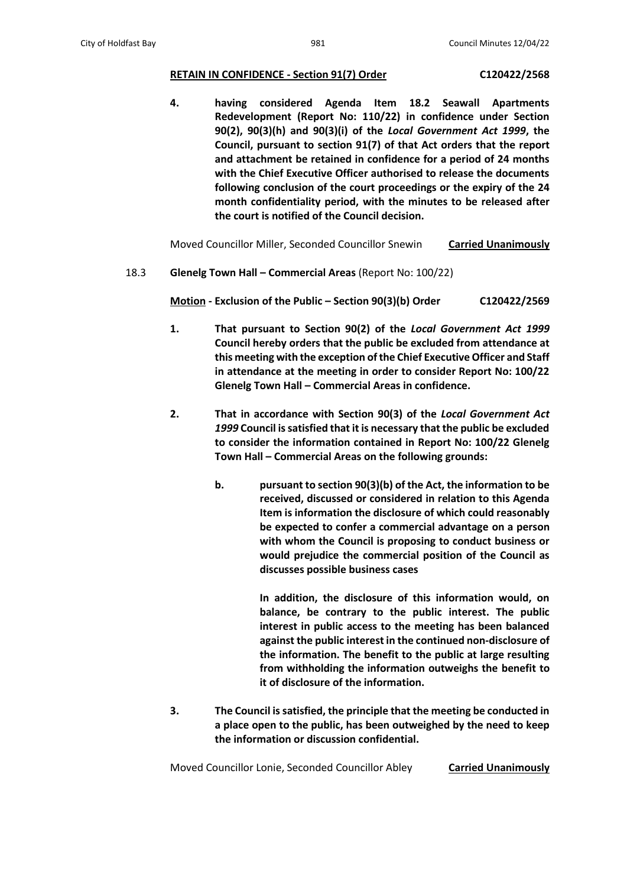**RETAIN IN CONFIDENCE - Section 91(7) Order** **C120422/2568**

**4. having considered Agenda Item 18.2 Seawall Apartments Redevelopment (Report No: 110/22) in confidence under Section 90(2), 90(3)(h) and 90(3)(i) of the *Local Government Act 1999*, the Council, pursuant to section 91(7) of that Act orders that the report and attachment be retained in confidence for a period of 24 months with the Chief Executive Officer authorised to release the documents following conclusion of the court proceedings or the expiry of the 24 month confidentiality period, with the minutes to be released after the court is notified of the Council decision.**

Moved Councillor Miller, Seconded Councillor Snewin **Carried Unanimously**

18.3 **Glenelg Town Hall – Commercial Areas** (Report No: 100/22)

**Motion - Exclusion of the Public – Section 90(3)(b) Order** **C120422/2569**

**1. That pursuant to Section 90(2) of the *Local Government Act 1999* Council hereby orders that the public be excluded from attendance at this meeting with the exception of the Chief Executive Officer and Staff in attendance at the meeting in order to consider Report No: 100/22 Glenelg Town Hall – Commercial Areas in confidence.**

**2. That in accordance with Section 90(3) of the *Local Government Act 1999* Council is satisfied that it is necessary that the public be excluded to consider the information contained in Report No: 100/22 Glenelg Town Hall – Commercial Areas on the following grounds:**

**b. pursuant to section 90(3)(b) of the Act, the information to be received, discussed or considered in relation to this Agenda Item is information the disclosure of which could reasonably be expected to confer a commercial advantage on a person with whom the Council is proposing to conduct business or would prejudice the commercial position of the Council as discusses possible business cases**

**In addition, the disclosure of this information would, on balance, be contrary to the public interest. The public interest in public access to the meeting has been balanced against the public interest in the continued non-disclosure of the information. The benefit to the public at large resulting from withholding the information outweighs the benefit to it of disclosure of the information.**

**3. The Council is satisfied, the principle that the meeting be conducted in a place open to the public, has been outweighed by the need to keep the information or discussion confidential.**

Moved Councillor Lonie, Seconded Councillor Abley **Carried Unanimously**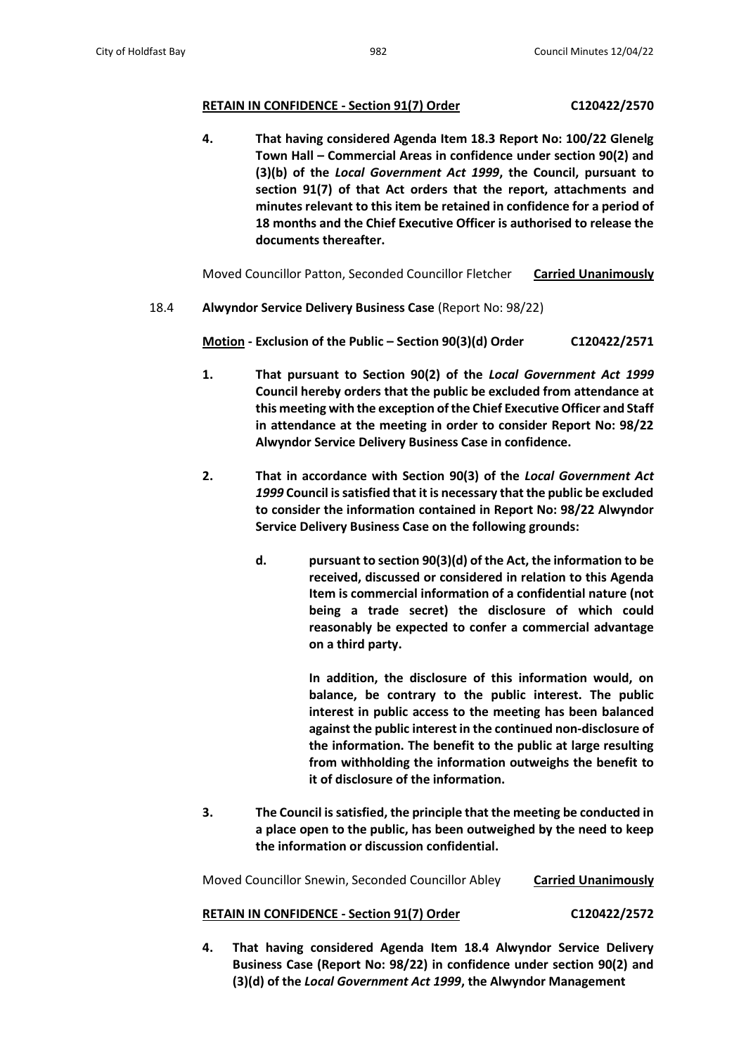**RETAIN IN CONFIDENCE - Section 91(7) Order C120422/2570**

**4. That having considered Agenda Item 18.3 Report No: 100/22 Glenelg Town Hall – Commercial Areas in confidence under section 90(2) and (3)(b) of the *Local Government Act 1999*, the Council, pursuant to section 91(7) of that Act orders that the report, attachments and minutes relevant to this item be retained in confidence for a period of 18 months and the Chief Executive Officer is authorised to release the documents thereafter.**

Moved Councillor Patton, Seconded Councillor Fletcher **Carried Unanimously**

18.4 **Alwyndor Service Delivery Business Case** (Report No: 98/22)

**Motion - Exclusion of the Public – Section 90(3)(d) Order C120422/2571**

**1. That pursuant to Section 90(2) of the *Local Government Act 1999* Council hereby orders that the public be excluded from attendance at this meeting with the exception of the Chief Executive Officer and Staff in attendance at the meeting in order to consider Report No: 98/22 Alwyndor Service Delivery Business Case in confidence.**

**2. That in accordance with Section 90(3) of the *Local Government Act 1999* Council is satisfied that it is necessary that the public be excluded to consider the information contained in Report No: 98/22 Alwyndor Service Delivery Business Case on the following grounds:**

**d. pursuant to section 90(3)(d) of the Act, the information to be received, discussed or considered in relation to this Agenda Item is commercial information of a confidential nature (not being a trade secret) the disclosure of which could reasonably be expected to confer a commercial advantage on a third party.**

**In addition, the disclosure of this information would, on balance, be contrary to the public interest. The public interest in public access to the meeting has been balanced against the public interest in the continued non-disclosure of the information. The benefit to the public at large resulting from withholding the information outweighs the benefit to it of disclosure of the information.**

**3. The Council is satisfied, the principle that the meeting be conducted in a place open to the public, has been outweighed by the need to keep the information or discussion confidential.**

Moved Councillor Snewin, Seconded Councillor Abley **Carried Unanimously**

**RETAIN IN CONFIDENCE - Section 91(7) Order C120422/2572**

**4. That having considered Agenda Item 18.4 Alwyndor Service Delivery Business Case (Report No: 98/22) in confidence under section 90(2) and (3)(d) of the *Local Government Act 1999*, the Alwyndor Management**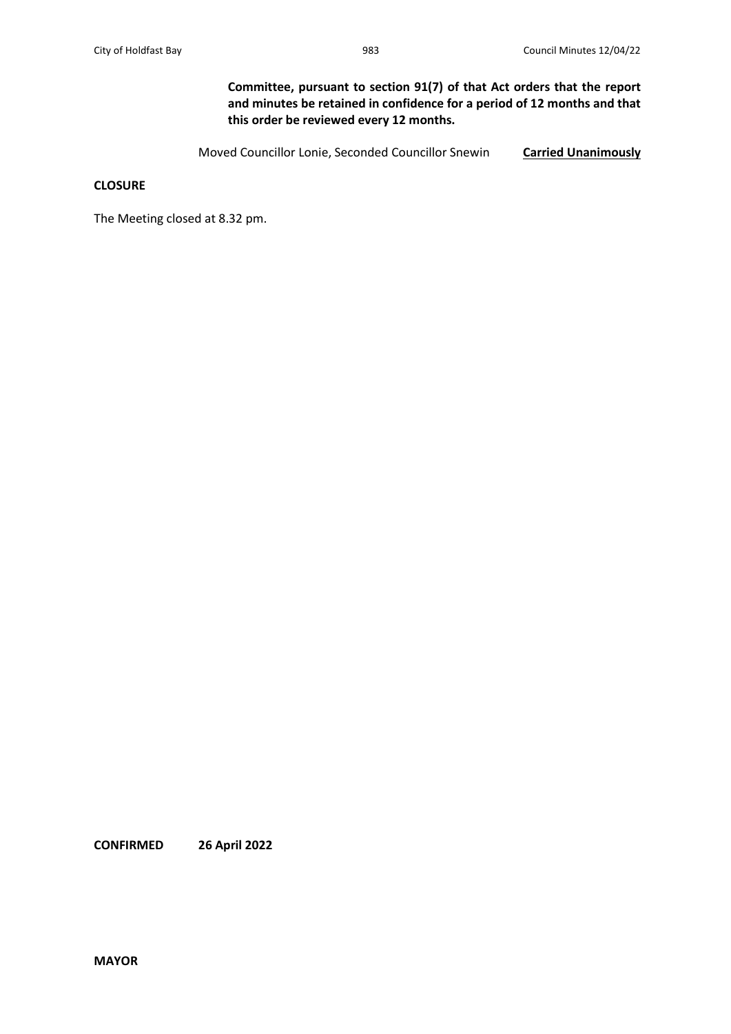**Committee, pursuant to section 91(7) of that Act orders that the report and minutes be retained in confidence for a period of 12 months and that this order be reviewed every 12 months.**

Moved Councillor Lonie, Seconded Councillor Snewin **Carried Unanimously**

**CLOSURE**

The Meeting closed at 8.32 pm.

**CONFIRMED 26 April 2022**

**MAYOR**